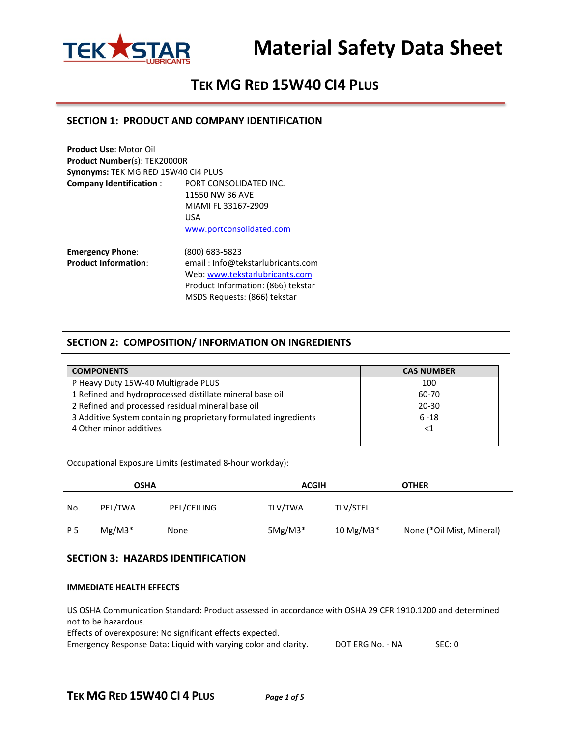# Material Safety Data Sheet

## TEK MG RED 15W40 CI4 PLUS

## SECTION 1: PRODUCT AND COMPANY IDENTIFICATION

**Product Use**: Motor Oil
**Product Number**(s): TEK20000R
**Synonyms:** TEK MG RED 15W40 CI4 PLUS
**Company Identification** : PORT CONSOLIDATED INC.
11550 NW 36 AVE
MIAMI FL 33167-2909
USA
www.portconsolidated.com

**Emergency Phone**: (800) 683-5823
**Product Information**: email : Info@tekstarlubricants.com
Web: www.tekstarlubricants.com
Product Information: (866) tekstar
MSDS Requests: (866) tekstar

## SECTION 2: COMPOSITION/ INFORMATION ON INGREDIENTS

| COMPONENTS | CAS NUMBER |
|---|---|
| P Heavy Duty 15W-40 Multigrade PLUS | 100 |
| 1 Refined and hydroprocessed distillate mineral base oil | 60-70 |
| 2 Refined and processed residual mineral base oil | 20-30 |
| 3 Additive System containing proprietary formulated ingredients | 6 -18 |
| 4 Other minor additives | <1 |

Occupational Exposure Limits (estimated 8-hour workday):

| OSHA | | | ACGIH | | OTHER |
|---|---|---|---|---|---|
| No. | PEL/TWA | PEL/CEILING | TLV/TWA | TLV/STEL | |
| P 5 | Mg/M3* | None | 5Mg/M3* | 10 Mg/M3* | None (*Oil Mist, Mineral) |

## SECTION 3: HAZARDS IDENTIFICATION

**IMMEDIATE HEALTH EFFECTS**

US OSHA Communication Standard: Product assessed in accordance with OSHA 29 CFR 1910.1200 and determined not to be hazardous.
Effects of overexposure: No significant effects expected.
Emergency Response Data: Liquid with varying color and clarity. DOT ERG No. - NA SEC: 0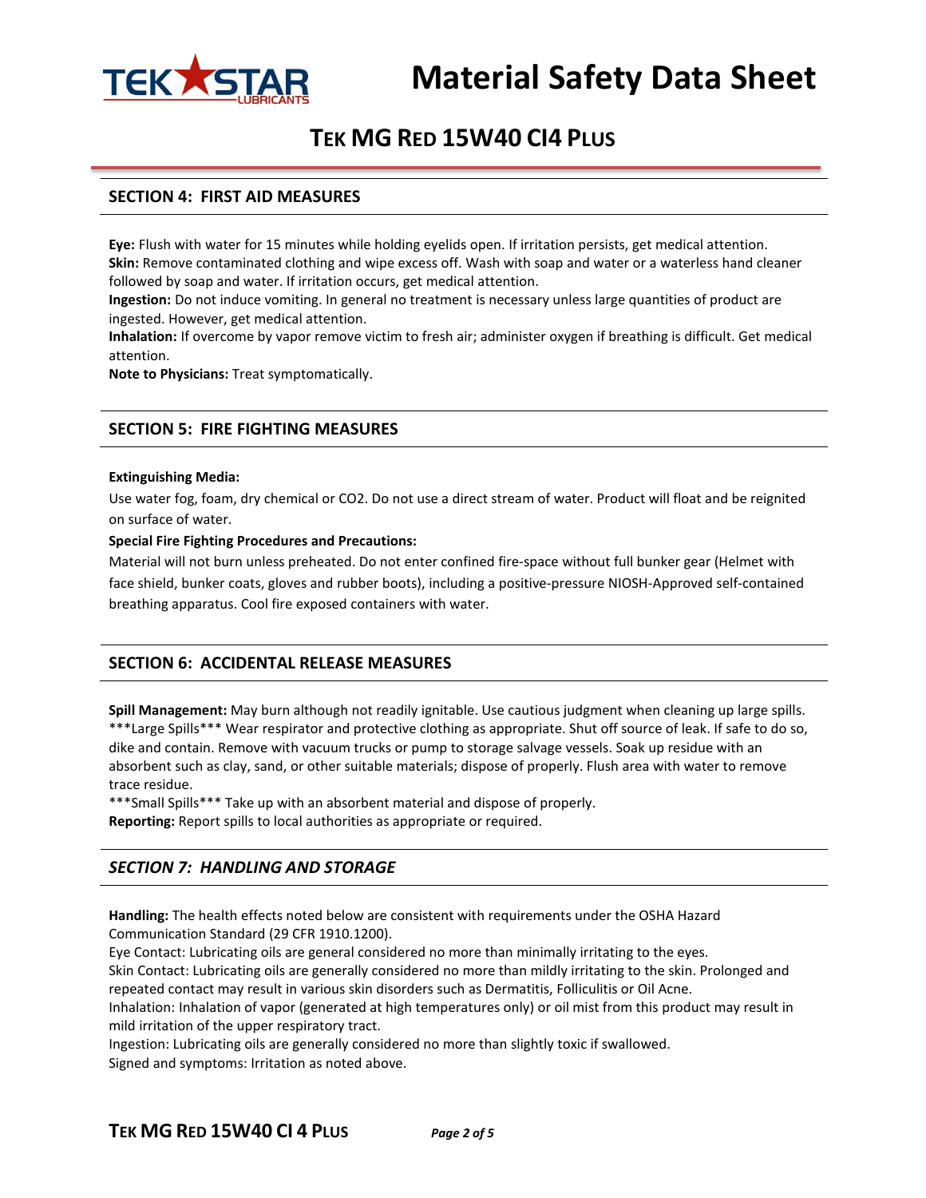## SECTION 4: FIRST AID MEASURES

**Eye:** Flush with water for 15 minutes while holding eyelids open. If irritation persists, get medical attention.
**Skin:** Remove contaminated clothing and wipe excess off. Wash with soap and water or a waterless hand cleaner followed by soap and water. If irritation occurs, get medical attention.
**Ingestion:** Do not induce vomiting. In general no treatment is necessary unless large quantities of product are ingested. However, get medical attention.
**Inhalation:** If overcome by vapor remove victim to fresh air; administer oxygen if breathing is difficult. Get medical attention.
**Note to Physicians:** Treat symptomatically.

## SECTION 5: FIRE FIGHTING MEASURES

**Extinguishing Media:**

Use water fog, foam, dry chemical or CO2. Do not use a direct stream of water. Product will float and be reignited on surface of water.

**Special Fire Fighting Procedures and Precautions:**

Material will not burn unless preheated. Do not enter confined fire-space without full bunker gear (Helmet with face shield, bunker coats, gloves and rubber boots), including a positive-pressure NIOSH-Approved self-contained breathing apparatus. Cool fire exposed containers with water.

## SECTION 6: ACCIDENTAL RELEASE MEASURES

**Spill Management:** May burn although not readily ignitable. Use cautious judgment when cleaning up large spills.
***Large Spills*** Wear respirator and protective clothing as appropriate. Shut off source of leak. If safe to do so, dike and contain. Remove with vacuum trucks or pump to storage salvage vessels. Soak up residue with an absorbent such as clay, sand, or other suitable materials; dispose of properly. Flush area with water to remove trace residue.
***Small Spills*** Take up with an absorbent material and dispose of properly.
**Reporting:** Report spills to local authorities as appropriate or required.

## *SECTION 7: HANDLING AND STORAGE*

**Handling:** The health effects noted below are consistent with requirements under the OSHA Hazard Communication Standard (29 CFR 1910.1200).
Eye Contact: Lubricating oils are general considered no more than minimally irritating to the eyes.
Skin Contact: Lubricating oils are generally considered no more than mildly irritating to the skin. Prolonged and repeated contact may result in various skin disorders such as Dermatitis, Folliculitis or Oil Acne.
Inhalation: Inhalation of vapor (generated at high temperatures only) or oil mist from this product may result in mild irritation of the upper respiratory tract.
Ingestion: Lubricating oils are generally considered no more than slightly toxic if swallowed.
Signed and symptoms: Irritation as noted above.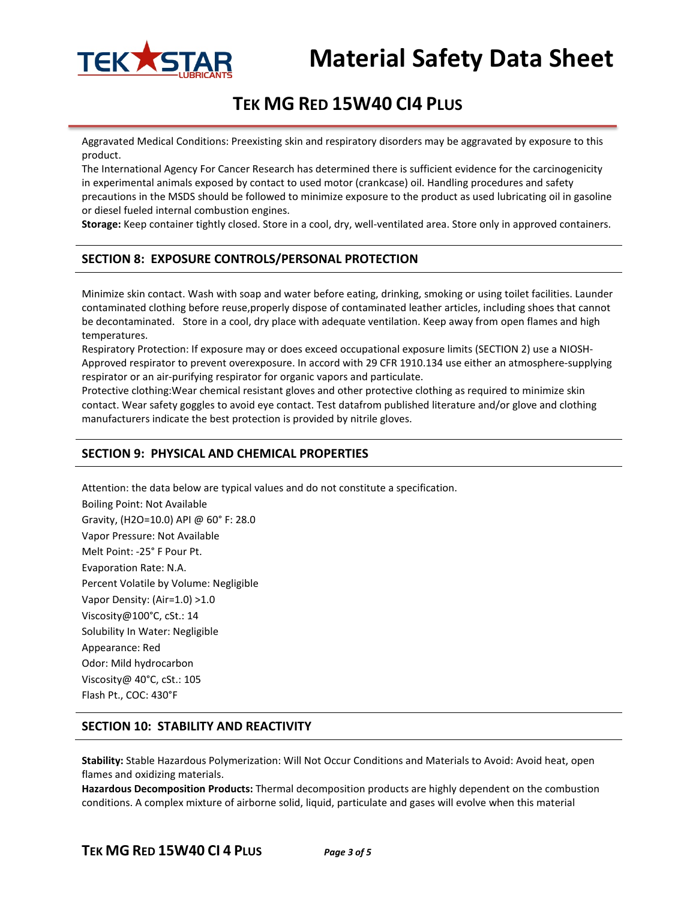Aggravated Medical Conditions: Preexisting skin and respiratory disorders may be aggravated by exposure to this product.

The International Agency For Cancer Research has determined there is sufficient evidence for the carcinogenicity in experimental animals exposed by contact to used motor (crankcase) oil. Handling procedures and safety precautions in the MSDS should be followed to minimize exposure to the product as used lubricating oil in gasoline or diesel fueled internal combustion engines.

**Storage:** Keep container tightly closed. Store in a cool, dry, well-ventilated area. Store only in approved containers.

## SECTION 8: EXPOSURE CONTROLS/PERSONAL PROTECTION

Minimize skin contact. Wash with soap and water before eating, drinking, smoking or using toilet facilities. Launder contaminated clothing before reuse,properly dispose of contaminated leather articles, including shoes that cannot be decontaminated. Store in a cool, dry place with adequate ventilation. Keep away from open flames and high temperatures.

Respiratory Protection: If exposure may or does exceed occupational exposure limits (SECTION 2) use a NIOSH-Approved respirator to prevent overexposure. In accord with 29 CFR 1910.134 use either an atmosphere-supplying respirator or an air-purifying respirator for organic vapors and particulate.

Protective clothing:Wear chemical resistant gloves and other protective clothing as required to minimize skin contact. Wear safety goggles to avoid eye contact. Test datafrom published literature and/or glove and clothing manufacturers indicate the best protection is provided by nitrile gloves.

## SECTION 9: PHYSICAL AND CHEMICAL PROPERTIES

Attention: the data below are typical values and do not constitute a specification.

Boiling Point: Not Available

Gravity, ($H_2O$=10.0) API @ 60° F: 28.0

Vapor Pressure: Not Available

Melt Point: -25° F Pour Pt.

Evaporation Rate: N.A.

Percent Volatile by Volume: Negligible

Vapor Density: (Air=1.0) >1.0

Viscosity@100°C, cSt.: 14

Solubility In Water: Negligible

Appearance: Red

Odor: Mild hydrocarbon

Viscosity@ 40°C, cSt.: 105

Flash Pt., COC: 430°F

## SECTION 10: STABILITY AND REACTIVITY

**Stability:** Stable Hazardous Polymerization: Will Not Occur Conditions and Materials to Avoid: Avoid heat, open flames and oxidizing materials.

**Hazardous Decomposition Products:** Thermal decomposition products are highly dependent on the combustion conditions. A complex mixture of airborne solid, liquid, particulate and gases will evolve when this material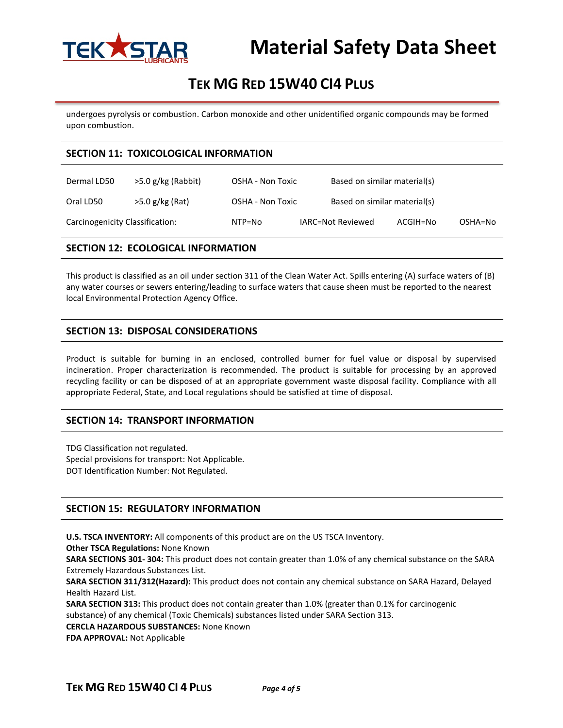undergoes pyrolysis or combustion. Carbon monoxide and other unidentified organic compounds may be formed upon combustion.

## SECTION 11: TOXICOLOGICAL INFORMATION

| | | | | | |
|---|---|---|---|---|---|
| Dermal LD50 | >5.0 g/kg (Rabbit) | OSHA - Non Toxic | Based on similar material(s) | | |
| Oral LD50 | >5.0 g/kg (Rat) | OSHA - Non Toxic | Based on similar material(s) | | |
| Carcinogenicity Classification: | | NTP=No | IARC=Not Reviewed | ACGIH=No | OSHA=No |

## SECTION 12: ECOLOGICAL INFORMATION

This product is classified as an oil under section 311 of the Clean Water Act. Spills entering (A) surface waters of (B) any water courses or sewers entering/leading to surface waters that cause sheen must be reported to the nearest local Environmental Protection Agency Office.

## SECTION 13: DISPOSAL CONSIDERATIONS

Product is suitable for burning in an enclosed, controlled burner for fuel value or disposal by supervised incineration. Proper characterization is recommended. The product is suitable for processing by an approved recycling facility or can be disposed of at an appropriate government waste disposal facility. Compliance with all appropriate Federal, State, and Local regulations should be satisfied at time of disposal.

## SECTION 14: TRANSPORT INFORMATION

TDG Classification not regulated.
Special provisions for transport: Not Applicable.
DOT Identification Number: Not Regulated.

## SECTION 15: REGULATORY INFORMATION

**U.S. TSCA INVENTORY:** All components of this product are on the US TSCA Inventory.
**Other TSCA Regulations:** None Known
**SARA SECTIONS 301- 304:** This product does not contain greater than 1.0% of any chemical substance on the SARA Extremely Hazardous Substances List.
**SARA SECTION 311/312(Hazard):** This product does not contain any chemical substance on SARA Hazard, Delayed Health Hazard List.
**SARA SECTION 313:** This product does not contain greater than 1.0% (greater than 0.1% for carcinogenic substance) of any chemical (Toxic Chemicals) substances listed under SARA Section 313.
**CERCLA HAZARDOUS SUBSTANCES:** None Known
**FDA APPROVAL:** Not Applicable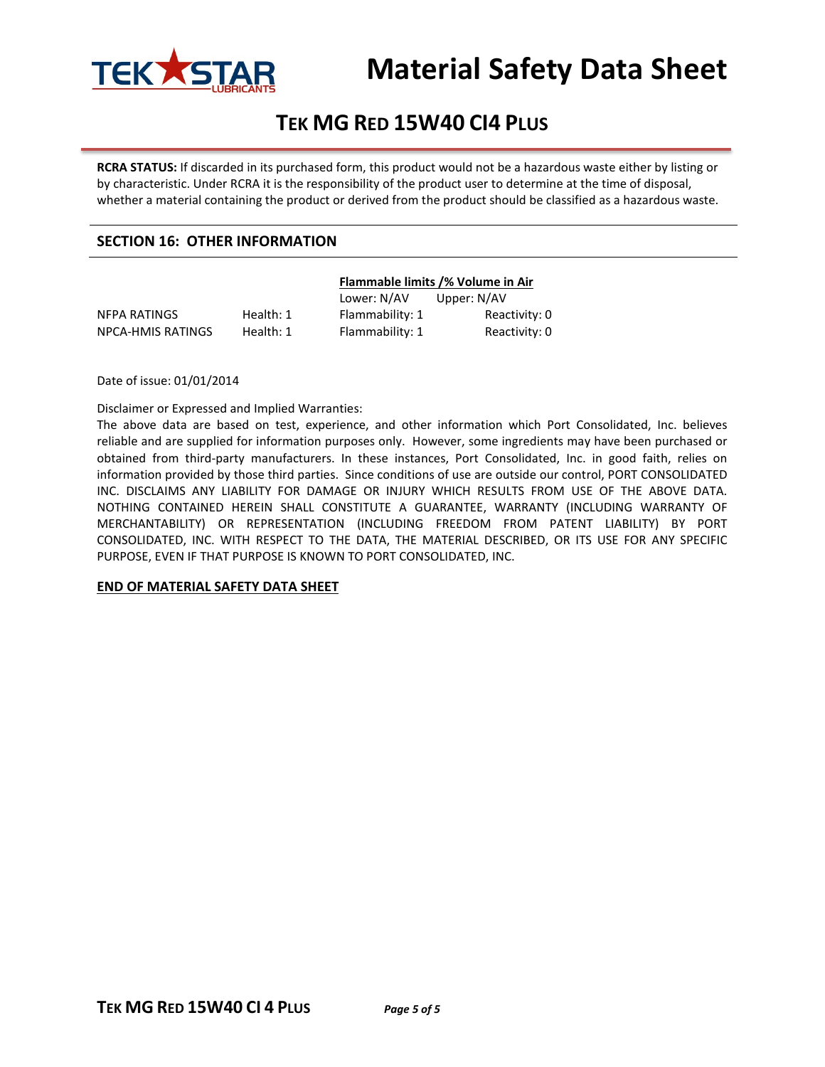**RCRA STATUS:** If discarded in its purchased form, this product would not be a hazardous waste either by listing or by characteristic. Under RCRA it is the responsibility of the product user to determine at the time of disposal, whether a material containing the product or derived from the product should be classified as a hazardous waste.

## SECTION 16: OTHER INFORMATION

| | | | |
|---|---|---|---|
| | | **Flammable limits /% Volume in Air** | |
| | | Lower: N/AV Upper: N/AV | |
| NFPA RATINGS | Health: 1 | Flammability: 1 | Reactivity: 0 |
| NPCA-HMIS RATINGS | Health: 1 | Flammability: 1 | Reactivity: 0 |

Date of issue: 01/01/2014

Disclaimer or Expressed and Implied Warranties:

The above data are based on test, experience, and other information which Port Consolidated, Inc. believes reliable and are supplied for information purposes only. However, some ingredients may have been purchased or obtained from third-party manufacturers. In these instances, Port Consolidated, Inc. in good faith, relies on information provided by those third parties. Since conditions of use are outside our control, PORT CONSOLIDATED INC. DISCLAIMS ANY LIABILITY FOR DAMAGE OR INJURY WHICH RESULTS FROM USE OF THE ABOVE DATA. NOTHING CONTAINED HEREIN SHALL CONSTITUTE A GUARANTEE, WARRANTY (INCLUDING WARRANTY OF MERCHANTABILITY) OR REPRESENTATION (INCLUDING FREEDOM FROM PATENT LIABILITY) BY PORT CONSOLIDATED, INC. WITH RESPECT TO THE DATA, THE MATERIAL DESCRIBED, OR ITS USE FOR ANY SPECIFIC PURPOSE, EVEN IF THAT PURPOSE IS KNOWN TO PORT CONSOLIDATED, INC.

**END OF MATERIAL SAFETY DATA SHEET**